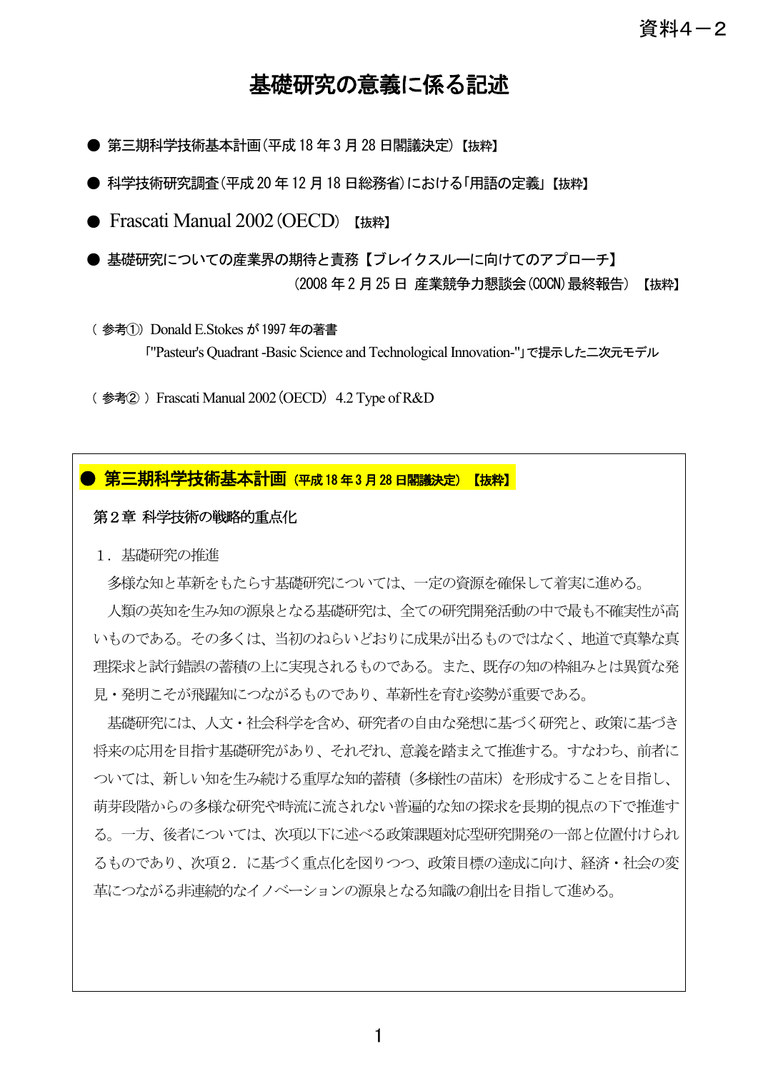資料４－２

# 基礎研究の意義に係る記述

- 第三期科学技術基本計画（平成 18 年 3 月 28 日閣議決定）【抜粋】
- 科学技術研究調査（平成 20 年 12 月 18 日総務省）における「用語の定義」【抜粋】
- Frascati Manual 2002（OECD）【抜粋】
- 基礎研究についての産業界の期待と責務【ブレイクスルーに向けてのアプローチ】（2008 年 2 月 25 日 産業競争力懇談会（COCN）最終報告）【抜粋】

（参考①）Donald E.Stokes が 1997 年の著書「"Pasteur's Quadrant -Basic Science and Technological Innovation-"」で提示した二次元モデル

（参考②）Frascati Manual 2002（OECD） 4.2 Type of R&D

## ● 第三期科学技術基本計画（平成 18 年 3 月 28 日閣議決定）【抜粋】

第２章 科学技術の戦略的重点化

１．基礎研究の推進

多様な知と革新をもたらす基礎研究については、一定の資源を確保して着実に進める。

人類の英知を生み知の源泉となる基礎研究は、全ての研究開発活動の中で最も不確実性が高いものである。その多くは、当初のねらいどおりに成果が出るものではなく、地道で真摯な真理探求と試行錯誤の蓄積の上に実現されるものである。また、既存の知の枠組みとは異質な発見・発明こそが飛躍知につながるものであり、革新性を育む姿勢が重要である。

基礎研究には、人文・社会科学を含め、研究者の自由な発想に基づく研究と、政策に基づき将来の応用を目指す基礎研究があり、それぞれ、意義を踏まえて推進する。すなわち、前者については、新しい知を生み続ける重厚な知的蓄積（多様性の苗床）を形成することを目指し、萌芽段階からの多様な研究や時流に流されない普遍的な知の探求を長期的視点の下で推進する。一方、後者については、次項以下に述べる政策課題対応型研究開発の一部と位置付けられるものであり、次項２．に基づく重点化を図りつつ、政策目標の達成に向け、経済・社会の変革につながる非連続的なイノベーションの源泉となる知識の創出を目指して進める。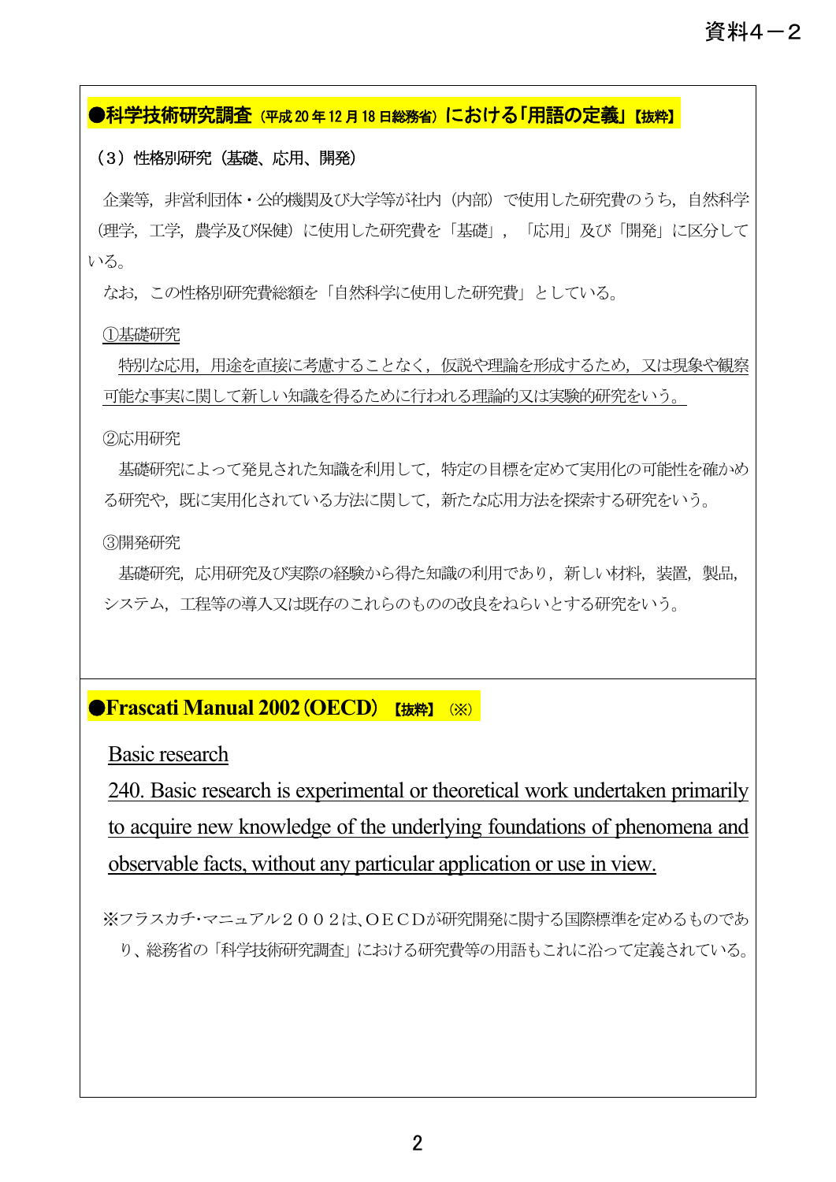資料4－2

## ●科学技術研究調査（平成20年12月18日総務省）における「用語の定義」【抜粋】

（3）性格別研究（基礎、応用、開発）

企業等，非営利団体・公的機関及び大学等が社内（内部）で使用した研究費のうち，自然科学（理学，工学，農学及び保健）に使用した研究費を「基礎」，「応用」及び「開発」に区分している。

なお，この性格別研究費総額を「自然科学に使用した研究費」としている。

①基礎研究

特別な応用，用途を直接に考慮することなく，仮説や理論を形成するため，又は現象や観察可能な事実に関して新しい知識を得るために行われる理論的又は実験的研究をいう。

②応用研究

基礎研究によって発見された知識を利用して，特定の目標を定めて実用化の可能性を確かめる研究や，既に実用化されている方法に関して，新たな応用方法を探索する研究をいう。

③開発研究

基礎研究，応用研究及び実際の経験から得た知識の利用であり，新しい材料，装置，製品，システム，工程等の導入又は既存のこれらのものの改良をねらいとする研究をいう。

## ●Frascati Manual 2002（OECD）【抜粋】（※）

Basic research

240. Basic research is experimental or theoretical work undertaken primarily to acquire new knowledge of the underlying foundations of phenomena and observable facts, without any particular application or use in view.

※フラスカチ･マニュアル２００２は､ＯＥＣＤが研究開発に関する国際標準を定めるものであり､総務省の「科学技術研究調査」における研究費等の用語もこれに沿って定義されている。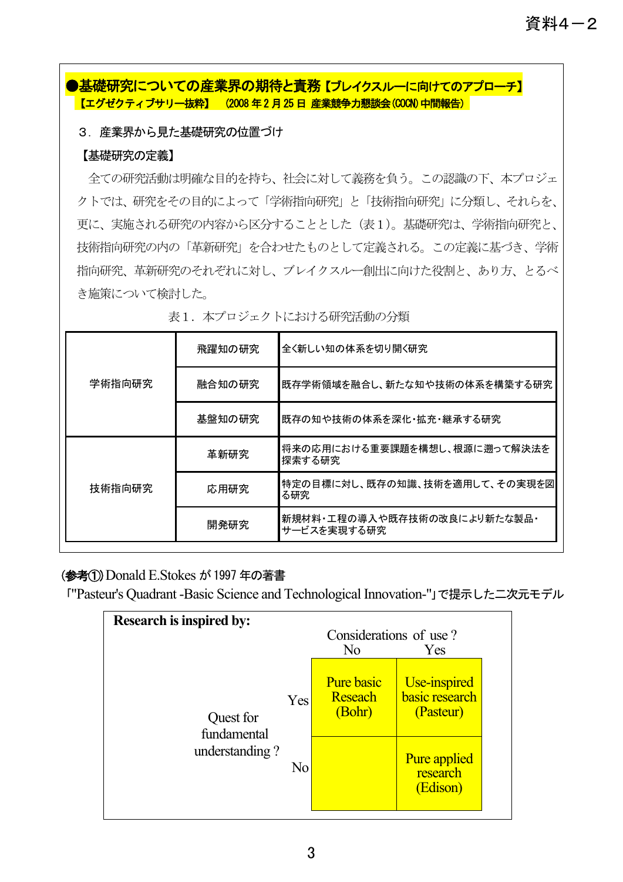資料４－２

**●基礎研究についての産業界の期待と責務【ブレイクスルーに向けてのアプローチ】**
**【エグゼクティブサマリー抜粋】　(2008 年 2 月 25 日　産業競争力懇談会 (COCN) 中間報告)**

３．産業界から見た基礎研究の位置づけ

【基礎研究の定義】

全ての研究活動は明確な目的を持ち、社会に対して義務を負う。この認識の下、本プロジェクトでは、研究をその目的によって「学術指向研究」と「技術指向研究」に分類し、それらを、更に、実施される研究の内容から区分することとした（表１）。基礎研究は、学術指向研究と、技術指向研究の内の「革新研究」を合わせたものとして定義される。この定義に基づき、学術指向研究、革新研究のそれぞれに対し、ブレイクスルー創出に向けた役割と、あり方、とるべき施策について検討した。

表１．本プロジェクトにおける研究活動の分類

| | | |
|---|---|---|
| 学術指向研究 | 飛躍知の研究 | 全く新しい知の体系を切り開く研究 |
| | 融合知の研究 | 既存学術領域を融合し、新たな知や技術の体系を構築する研究 |
| | 基盤知の研究 | 既存の知や技術の体系を深化･拡充･継承する研究 |
| 技術指向研究 | 革新研究 | 将来の応用における重要課題を構想し、根源に遡って解決法を探索する研究 |
| | 応用研究 | 特定の目標に対し、既存の知識、技術を適用して、その実現を図る研究 |
| | 開発研究 | 新規材料･工程の導入や既存技術の改良により新たな製品･サービスを実現する研究 |

(参考①) Donald E.Stokes が 1997 年の著書
「"Pasteur's Quadrant -Basic Science and Technological Innovation-"」で提示した二次元モデル

**Research is inspired by:**

| | | Considerations of use ? No | Considerations of use ? Yes |
|---|---|---|---|
| Quest for fundamental understanding ? | Yes | Pure basic Reseach (Bohr) | Use-inspired basic research (Pasteur) |
| | No | | Pure applied research (Edison) |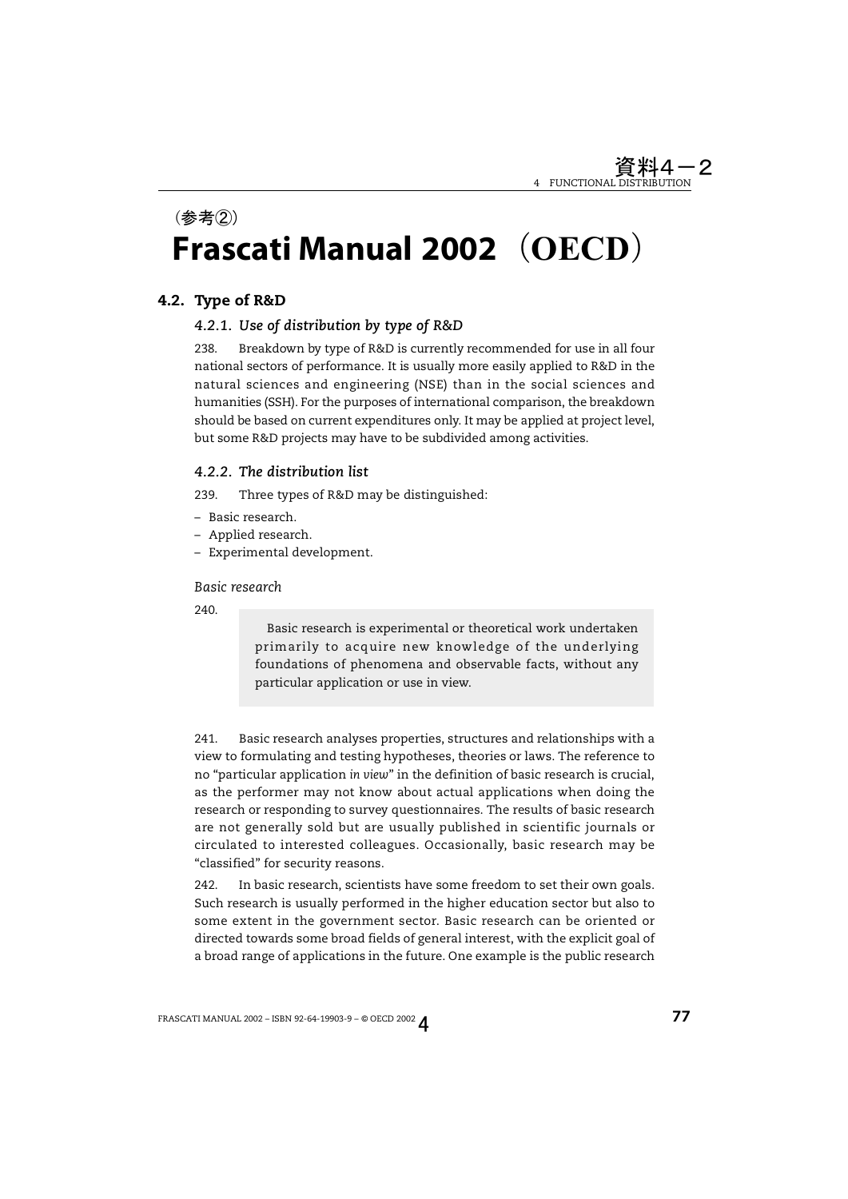資料4－2

（参考②）

# Frascati Manual 2002（OECD）

## 4.2. Type of R&D

### *4.2.1. Use of distribution by type of R&D*

238. Breakdown by type of R&D is currently recommended for use in all four national sectors of performance. It is usually more easily applied to R&D in the natural sciences and engineering (NSE) than in the social sciences and humanities (SSH). For the purposes of international comparison, the breakdown should be based on current expenditures only. It may be applied at project level, but some R&D projects may have to be subdivided among activities.

### *4.2.2. The distribution list*

239. Three types of R&D may be distinguished:

- Basic research.
- Applied research.
- Experimental development.

*Basic research*

240.

> Basic research is experimental or theoretical work undertaken primarily to acquire new knowledge of the underlying foundations of phenomena and observable facts, without any particular application or use in view.

241. Basic research analyses properties, structures and relationships with a view to formulating and testing hypotheses, theories or laws. The reference to no "particular application *in view*" in the definition of basic research is crucial, as the performer may not know about actual applications when doing the research or responding to survey questionnaires. The results of basic research are not generally sold but are usually published in scientific journals or circulated to interested colleagues. Occasionally, basic research may be "classified" for security reasons.

242. In basic research, scientists have some freedom to set their own goals. Such research is usually performed in the higher education sector but also to some extent in the government sector. Basic research can be oriented or directed towards some broad fields of general interest, with the explicit goal of a broad range of applications in the future. One example is the public research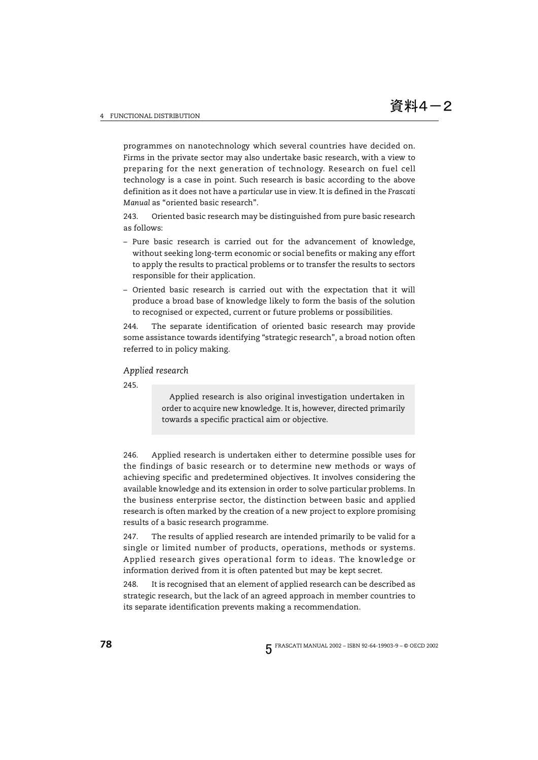資料4－2

programmes on nanotechnology which several countries have decided on. Firms in the private sector may also undertake basic research, with a view to preparing for the next generation of technology. Research on fuel cell technology is a case in point. Such research is basic according to the above definition as it does not have a *particular* use in view. It is defined in the *Frascati Manual* as "oriented basic research".

243. Oriented basic research may be distinguished from pure basic research as follows:

- Pure basic research is carried out for the advancement of knowledge, without seeking long-term economic or social benefits or making any effort to apply the results to practical problems or to transfer the results to sectors responsible for their application.
- Oriented basic research is carried out with the expectation that it will produce a broad base of knowledge likely to form the basis of the solution to recognised or expected, current or future problems or possibilities.

244. The separate identification of oriented basic research may provide some assistance towards identifying "strategic research", a broad notion often referred to in policy making.

### *Applied research*

245.

> Applied research is also original investigation undertaken in order to acquire new knowledge. It is, however, directed primarily towards a specific practical aim or objective.

246. Applied research is undertaken either to determine possible uses for the findings of basic research or to determine new methods or ways of achieving specific and predetermined objectives. It involves considering the available knowledge and its extension in order to solve particular problems. In the business enterprise sector, the distinction between basic and applied research is often marked by the creation of a new project to explore promising results of a basic research programme.

247. The results of applied research are intended primarily to be valid for a single or limited number of products, operations, methods or systems. Applied research gives operational form to ideas. The knowledge or information derived from it is often patented but may be kept secret.

248. It is recognised that an element of applied research can be described as strategic research, but the lack of an agreed approach in member countries to its separate identification prevents making a recommendation.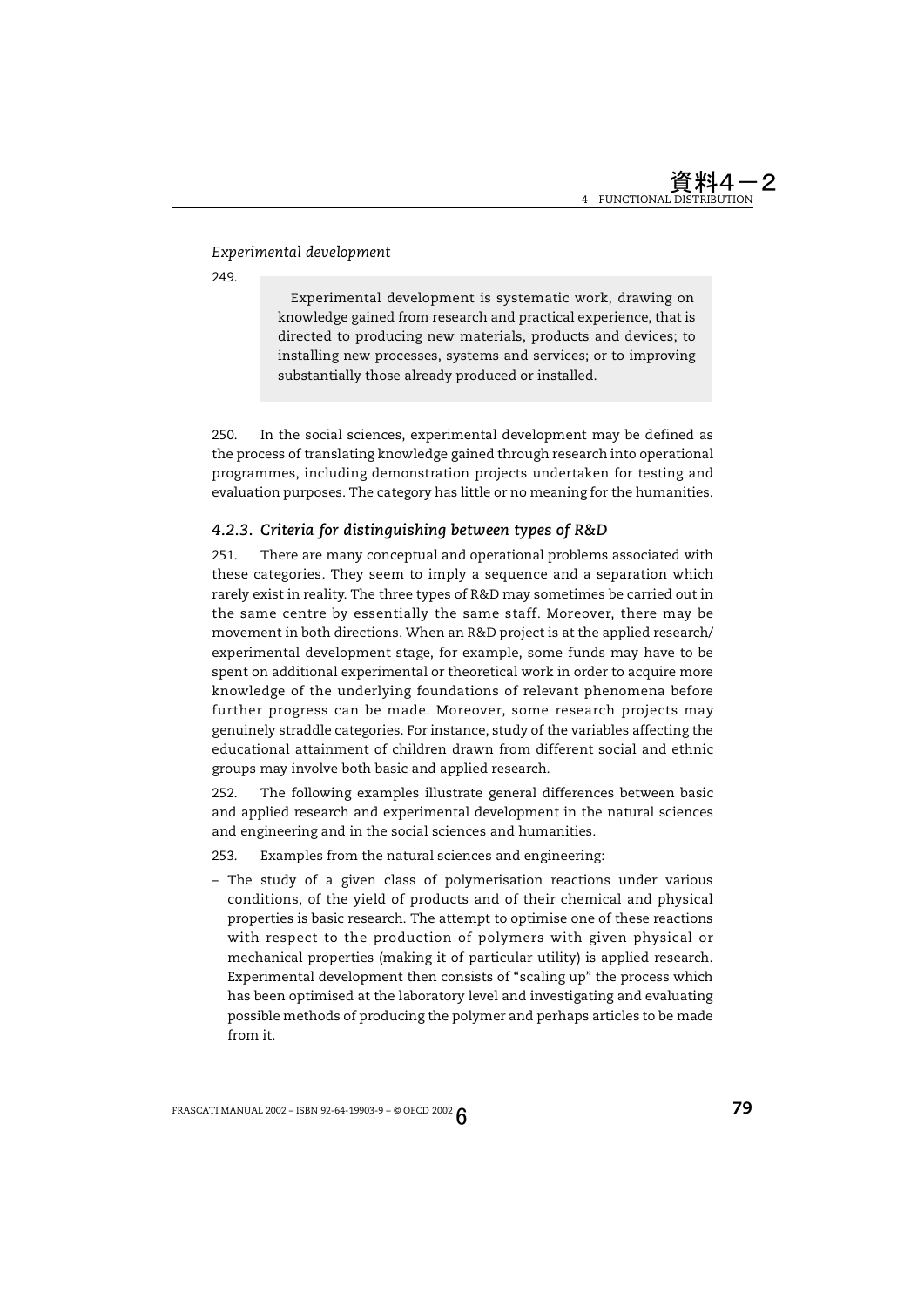*Experimental development*

249.

> Experimental development is systematic work, drawing on knowledge gained from research and practical experience, that is directed to producing new materials, products and devices; to installing new processes, systems and services; or to improving substantially those already produced or installed.

250. In the social sciences, experimental development may be defined as the process of translating knowledge gained through research into operational programmes, including demonstration projects undertaken for testing and evaluation purposes. The category has little or no meaning for the humanities.

### 4.2.3. Criteria for distinguishing between types of R&D

251. There are many conceptual and operational problems associated with these categories. They seem to imply a sequence and a separation which rarely exist in reality. The three types of R&D may sometimes be carried out in the same centre by essentially the same staff. Moreover, there may be movement in both directions. When an R&D project is at the applied research/experimental development stage, for example, some funds may have to be spent on additional experimental or theoretical work in order to acquire more knowledge of the underlying foundations of relevant phenomena before further progress can be made. Moreover, some research projects may genuinely straddle categories. For instance, study of the variables affecting the educational attainment of children drawn from different social and ethnic groups may involve both basic and applied research.

252. The following examples illustrate general differences between basic and applied research and experimental development in the natural sciences and engineering and in the social sciences and humanities.

253. Examples from the natural sciences and engineering:

- The study of a given class of polymerisation reactions under various conditions, of the yield of products and of their chemical and physical properties is basic research. The attempt to optimise one of these reactions with respect to the production of polymers with given physical or mechanical properties (making it of particular utility) is applied research. Experimental development then consists of "scaling up" the process which has been optimised at the laboratory level and investigating and evaluating possible methods of producing the polymer and perhaps articles to be made from it.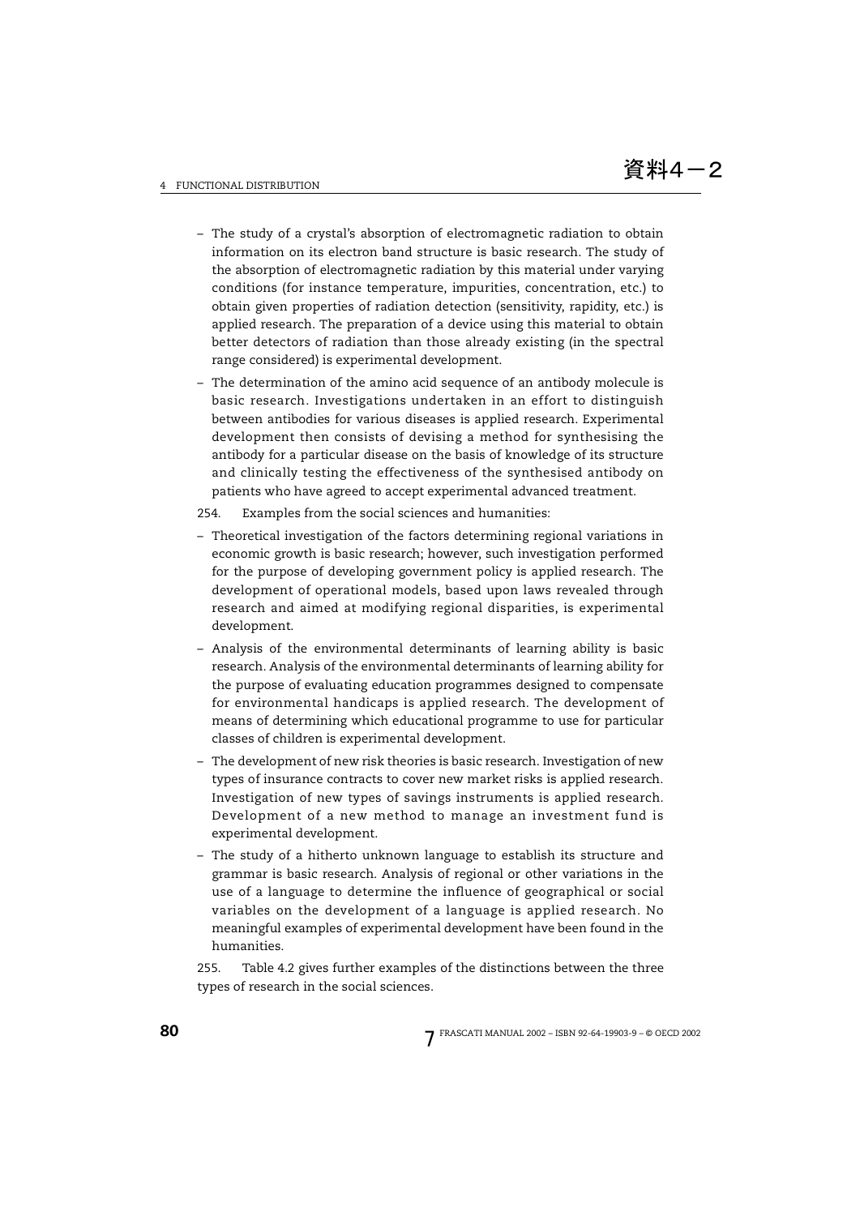- The study of a crystal's absorption of electromagnetic radiation to obtain information on its electron band structure is basic research. The study of the absorption of electromagnetic radiation by this material under varying conditions (for instance temperature, impurities, concentration, etc.) to obtain given properties of radiation detection (sensitivity, rapidity, etc.) is applied research. The preparation of a device using this material to obtain better detectors of radiation than those already existing (in the spectral range considered) is experimental development.
- The determination of the amino acid sequence of an antibody molecule is basic research. Investigations undertaken in an effort to distinguish between antibodies for various diseases is applied research. Experimental development then consists of devising a method for synthesising the antibody for a particular disease on the basis of knowledge of its structure and clinically testing the effectiveness of the synthesised antibody on patients who have agreed to accept experimental advanced treatment.

254. Examples from the social sciences and humanities:

- Theoretical investigation of the factors determining regional variations in economic growth is basic research; however, such investigation performed for the purpose of developing government policy is applied research. The development of operational models, based upon laws revealed through research and aimed at modifying regional disparities, is experimental development.
- Analysis of the environmental determinants of learning ability is basic research. Analysis of the environmental determinants of learning ability for the purpose of evaluating education programmes designed to compensate for environmental handicaps is applied research. The development of means of determining which educational programme to use for particular classes of children is experimental development.
- The development of new risk theories is basic research. Investigation of new types of insurance contracts to cover new market risks is applied research. Investigation of new types of savings instruments is applied research. Development of a new method to manage an investment fund is experimental development.
- The study of a hitherto unknown language to establish its structure and grammar is basic research. Analysis of regional or other variations in the use of a language to determine the influence of geographical or social variables on the development of a language is applied research. No meaningful examples of experimental development have been found in the humanities.

255. Table 4.2 gives further examples of the distinctions between the three types of research in the social sciences.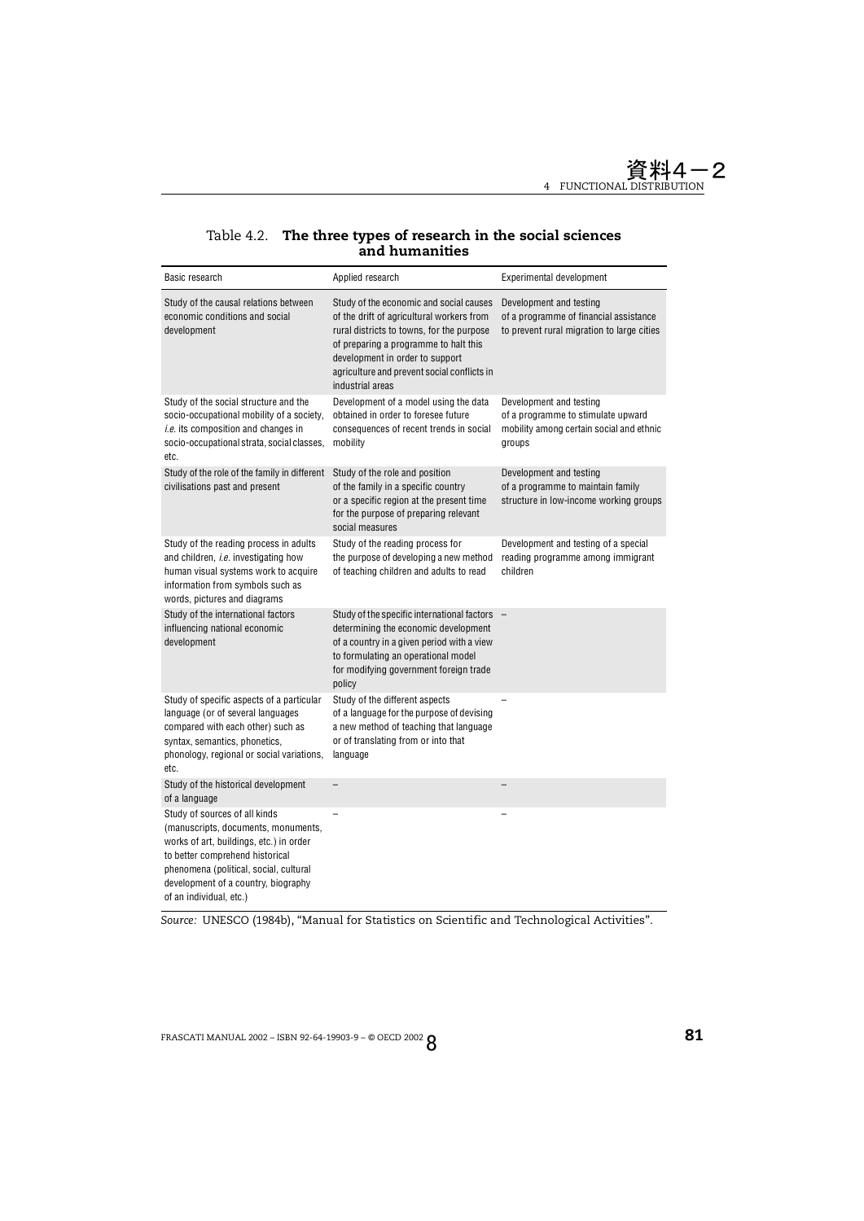Table 4.2. **The three types of research in the social sciences and humanities**

| Basic research | Applied research | Experimental development |
|---|---|---|
| Study of the causal relations between economic conditions and social development | Study of the economic and social causes of the drift of agricultural workers from rural districts to towns, for the purpose of preparing a programme to halt this development in order to support agriculture and prevent social conflicts in industrial areas | Development and testing of a programme of financial assistance to prevent rural migration to large cities |
| Study of the social structure and the socio-occupational mobility of a society, *i.e.* its composition and changes in socio-occupational strata, social classes, etc. | Development of a model using the data obtained in order to foresee future consequences of recent trends in social mobility | Development and testing of a programme to stimulate upward mobility among certain social and ethnic groups |
| Study of the role of the family in different civilisations past and present | Study of the role and position of the family in a specific country or a specific region at the present time for the purpose of preparing relevant social measures | Development and testing of a programme to maintain family structure in low-income working groups |
| Study of the reading process in adults and children, *i.e.* investigating how human visual systems work to acquire information from symbols such as words, pictures and diagrams | Study of the reading process for the purpose of developing a new method of teaching children and adults to read | Development and testing of a special reading programme among immigrant children |
| Study of the international factors influencing national economic development | Study of the specific international factors determining the economic development of a country in a given period with a view to formulating an operational model for modifying government foreign trade policy | – |
| Study of specific aspects of a particular language (or of several languages compared with each other) such as syntax, semantics, phonetics, phonology, regional or social variations, etc. | Study of the different aspects of a language for the purpose of devising a new method of teaching that language or of translating from or into that language | – |
| Study of the historical development of a language | – | – |
| Study of sources of all kinds (manuscripts, documents, monuments, works of art, buildings, etc.) in order to better comprehend historical phenomena (political, social, cultural development of a country, biography of an individual, etc.) | – | – |

*Source:* UNESCO (1984b), "Manual for Statistics on Scientific and Technological Activities".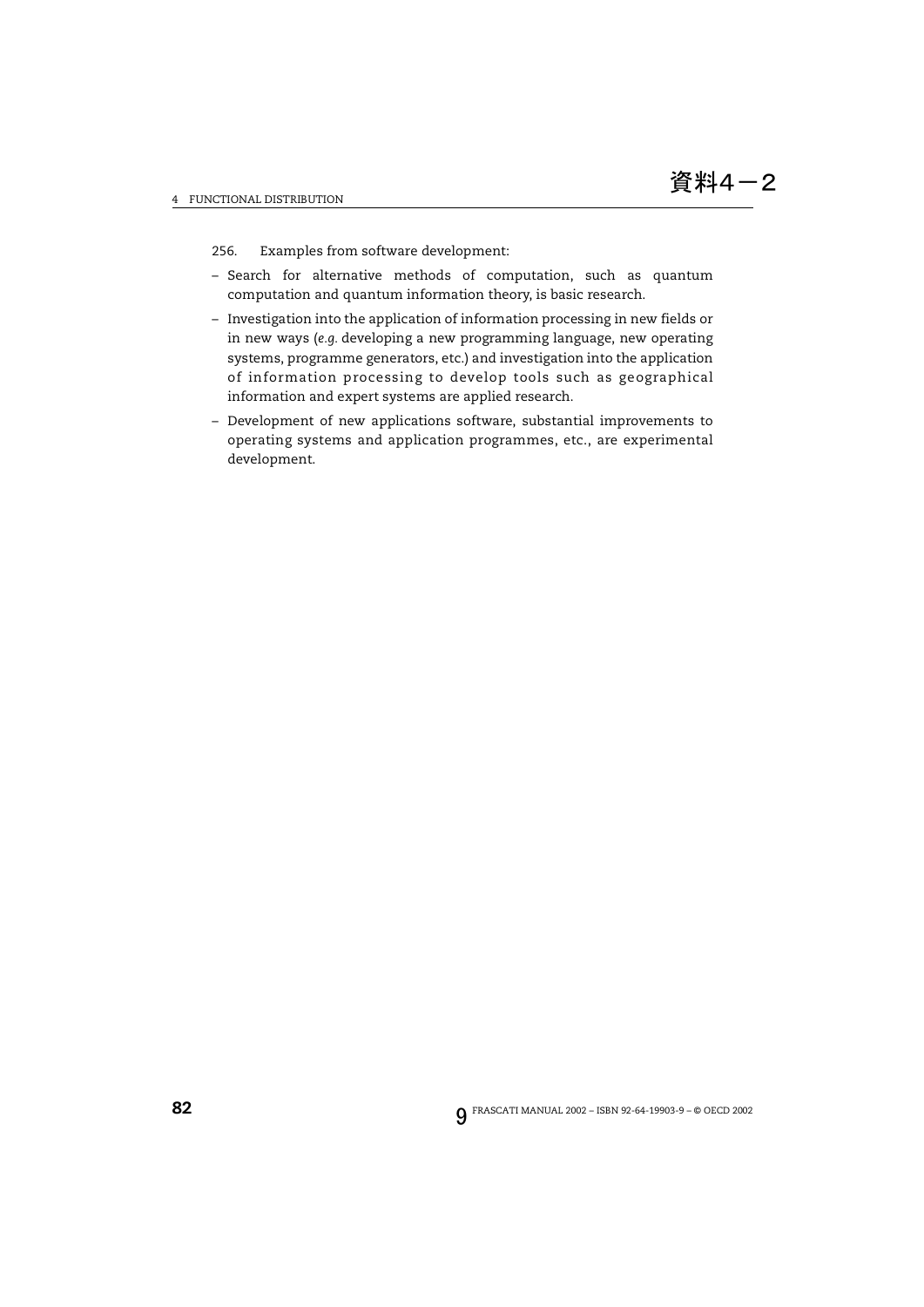256. Examples from software development:

– Search for alternative methods of computation, such as quantum computation and quantum information theory, is basic research.

– Investigation into the application of information processing in new fields or in new ways (*e.g.* developing a new programming language, new operating systems, programme generators, etc.) and investigation into the application of information processing to develop tools such as geographical information and expert systems are applied research.

– Development of new applications software, substantial improvements to operating systems and application programmes, etc., are experimental development.